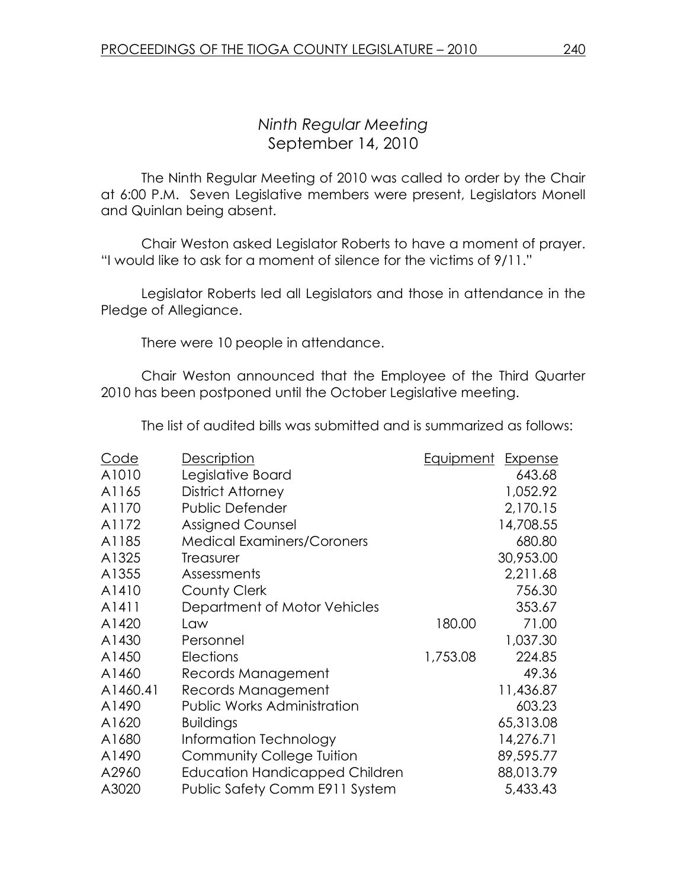## *Ninth Regular Meeting*
## September 14, 2010

The Ninth Regular Meeting of 2010 was called to order by the Chair at 6:00 P.M. Seven Legislative members were present, Legislators Monell and Quinlan being absent.

Chair Weston asked Legislator Roberts to have a moment of prayer. "I would like to ask for a moment of silence for the victims of 9/11."

Legislator Roberts led all Legislators and those in attendance in the Pledge of Allegiance.

There were 10 people in attendance.

Chair Weston announced that the Employee of the Third Quarter 2010 has been postponed until the October Legislative meeting.

The list of audited bills was submitted and is summarized as follows:

| Code | Description | Equipment | Expense |
|---|---|---|---|
| A1010 | Legislative Board | | 643.68 |
| A1165 | District Attorney | | 1,052.92 |
| A1170 | Public Defender | | 2,170.15 |
| A1172 | Assigned Counsel | | 14,708.55 |
| A1185 | Medical Examiners/Coroners | | 680.80 |
| A1325 | Treasurer | | 30,953.00 |
| A1355 | Assessments | | 2,211.68 |
| A1410 | County Clerk | | 756.30 |
| A1411 | Department of Motor Vehicles | | 353.67 |
| A1420 | Law | 180.00 | 71.00 |
| A1430 | Personnel | | 1,037.30 |
| A1450 | Elections | 1,753.08 | 224.85 |
| A1460 | Records Management | | 49.36 |
| A1460.41 | Records Management | | 11,436.87 |
| A1490 | Public Works Administration | | 603.23 |
| A1620 | Buildings | | 65,313.08 |
| A1680 | Information Technology | | 14,276.71 |
| A1490 | Community College Tuition | | 89,595.77 |
| A2960 | Education Handicapped Children | | 88,013.79 |
| A3020 | Public Safety Comm E911 System | | 5,433.43 |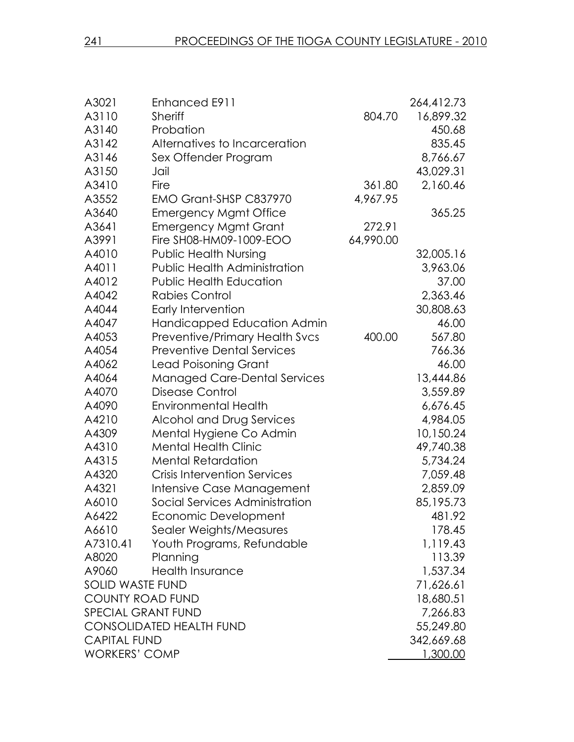| | | | |
|---|---|---|---|
| A3021 | Enhanced E911 | | 264,412.73 |
| A3110 | Sheriff | 804.70 | 16,899.32 |
| A3140 | Probation | | 450.68 |
| A3142 | Alternatives to Incarceration | | 835.45 |
| A3146 | Sex Offender Program | | 8,766.67 |
| A3150 | Jail | | 43,029.31 |
| A3410 | Fire | 361.80 | 2,160.46 |
| A3552 | EMO Grant-SHSP C837970 | 4,967.95 | |
| A3640 | Emergency Mgmt Office | | 365.25 |
| A3641 | Emergency Mgmt Grant | 272.91 | |
| A3991 | Fire SH08-HM09-1009-EOO | 64,990.00 | |
| A4010 | Public Health Nursing | | 32,005.16 |
| A4011 | Public Health Administration | | 3,963.06 |
| A4012 | Public Health Education | | 37.00 |
| A4042 | Rabies Control | | 2,363.46 |
| A4044 | Early Intervention | | 30,808.63 |
| A4047 | Handicapped Education Admin | | 46.00 |
| A4053 | Preventive/Primary Health Svcs | 400.00 | 567.80 |
| A4054 | Preventive Dental Services | | 766.36 |
| A4062 | Lead Poisoning Grant | | 46.00 |
| A4064 | Managed Care-Dental Services | | 13,444.86 |
| A4070 | Disease Control | | 3,559.89 |
| A4090 | Environmental Health | | 6,676.45 |
| A4210 | Alcohol and Drug Services | | 4,984.05 |
| A4309 | Mental Hygiene Co Admin | | 10,150.24 |
| A4310 | Mental Health Clinic | | 49,740.38 |
| A4315 | Mental Retardation | | 5,734.24 |
| A4320 | Crisis Intervention Services | | 7,059.48 |
| A4321 | Intensive Case Management | | 2,859.09 |
| A6010 | Social Services Administration | | 85,195.73 |
| A6422 | Economic Development | | 481.92 |
| A6610 | Sealer Weights/Measures | | 178.45 |
| A7310.41 | Youth Programs, Refundable | | 1,119.43 |
| A8020 | Planning | | 113.39 |
| A9060 | Health Insurance | | 1,537.34 |
| SOLID WASTE FUND | | | 71,626.61 |
| COUNTY ROAD FUND | | | 18,680.51 |
| SPECIAL GRANT FUND | | | 7,266.83 |
| CONSOLIDATED HEALTH FUND | | | 55,249.80 |
| CAPITAL FUND | | | 342,669.68 |
| WORKERS' COMP | | | 1,300.00 |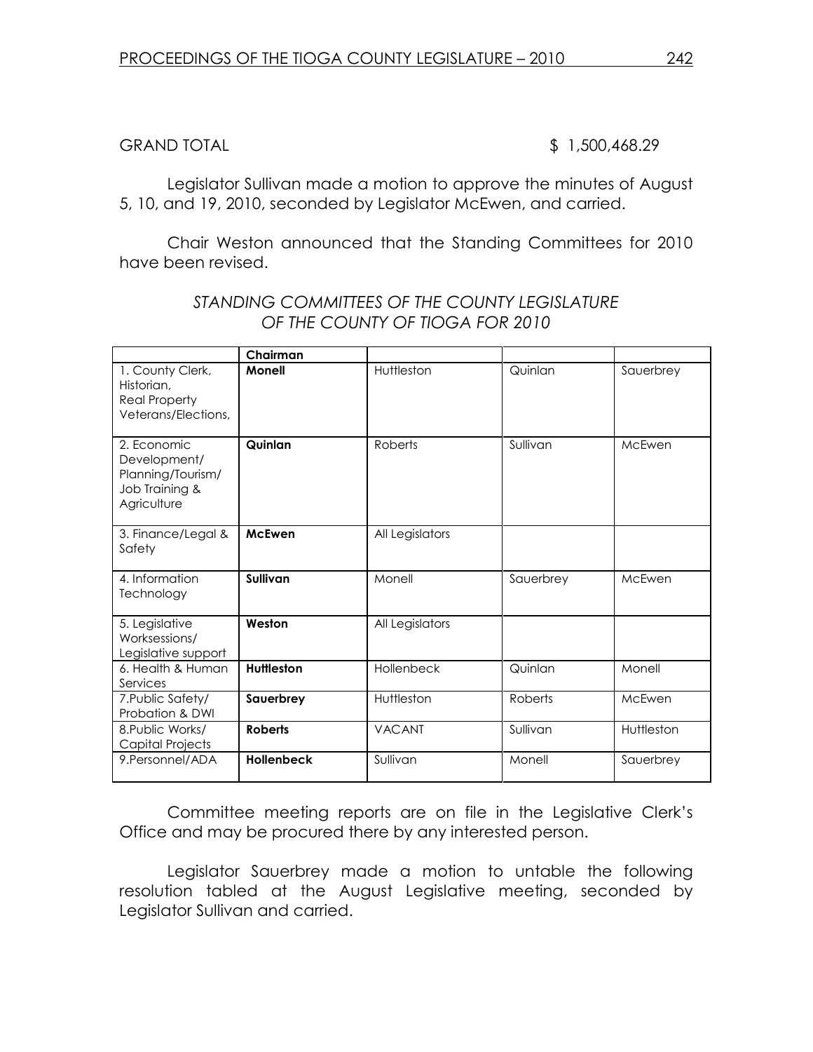GRAND TOTAL $ 1,500,468.29

Legislator Sullivan made a motion to approve the minutes of August 5, 10, and 19, 2010, seconded by Legislator McEwen, and carried.

Chair Weston announced that the Standing Committees for 2010 have been revised.

*STANDING COMMITTEES OF THE COUNTY LEGISLATURE OF THE COUNTY OF TIOGA FOR 2010*

| | **Chairman** | | | |
|---|---|---|---|---|
| 1. County Clerk, Historian, Real Property Veterans/Elections, | **Monell** | Huttleston | Quinlan | Sauerbrey |
| 2. Economic Development/ Planning/Tourism/ Job Training & Agriculture | **Quinlan** | Roberts | Sullivan | McEwen |
| 3. Finance/Legal & Safety | **McEwen** | All Legislators | | |
| 4. Information Technology | **Sullivan** | Monell | Sauerbrey | McEwen |
| 5. Legislative Worksessions/ Legislative support | **Weston** | All Legislators | | |
| 6. Health & Human Services | **Huttleston** | Hollenbeck | Quinlan | Monell |
| 7.Public Safety/ Probation & DWI | **Sauerbrey** | Huttleston | Roberts | McEwen |
| 8.Public Works/ Capital Projects | **Roberts** | VACANT | Sullivan | Huttleston |
| 9.Personnel/ADA | **Hollenbeck** | Sullivan | Monell | Sauerbrey |

Committee meeting reports are on file in the Legislative Clerk's Office and may be procured there by any interested person.

Legislator Sauerbrey made a motion to untable the following resolution tabled at the August Legislative meeting, seconded by Legislator Sullivan and carried.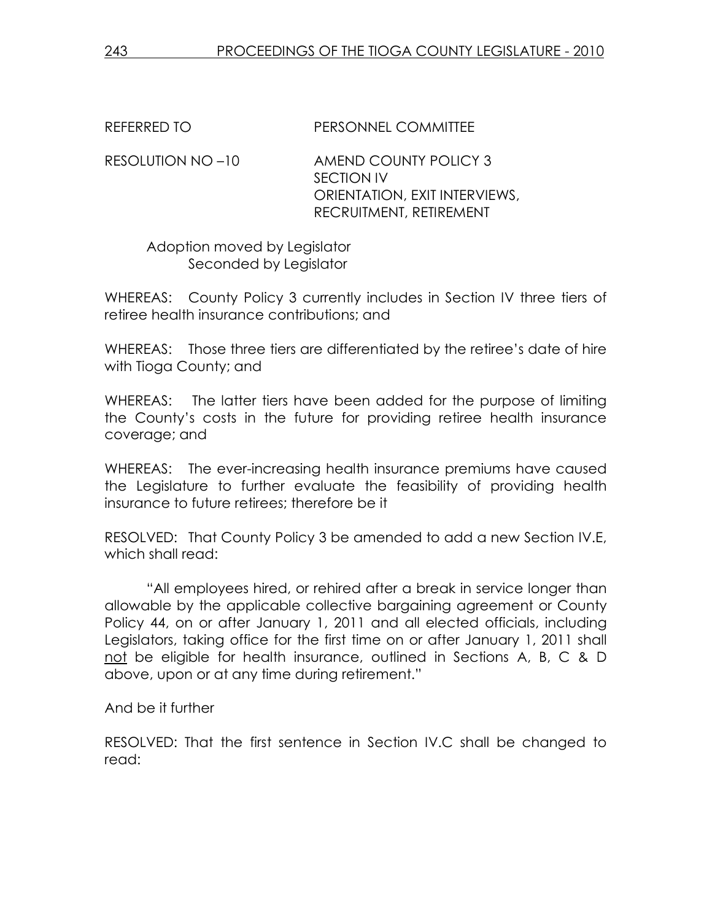REFERRED TO PERSONNEL COMMITTEE

RESOLUTION NO –10 AMEND COUNTY POLICY 3
SECTION IV
ORIENTATION, EXIT INTERVIEWS,
RECRUITMENT, RETIREMENT

Adoption moved by Legislator
Seconded by Legislator

WHEREAS: County Policy 3 currently includes in Section IV three tiers of retiree health insurance contributions; and

WHEREAS: Those three tiers are differentiated by the retiree's date of hire with Tioga County; and

WHEREAS: The latter tiers have been added for the purpose of limiting the County's costs in the future for providing retiree health insurance coverage; and

WHEREAS: The ever-increasing health insurance premiums have caused the Legislature to further evaluate the feasibility of providing health insurance to future retirees; therefore be it

RESOLVED: That County Policy 3 be amended to add a new Section IV.E, which shall read:

"All employees hired, or rehired after a break in service longer than allowable by the applicable collective bargaining agreement or County Policy 44, on or after January 1, 2011 and all elected officials, including Legislators, taking office for the first time on or after January 1, 2011 shall not be eligible for health insurance, outlined in Sections A, B, C & D above, upon or at any time during retirement."

And be it further

RESOLVED: That the first sentence in Section IV.C shall be changed to read: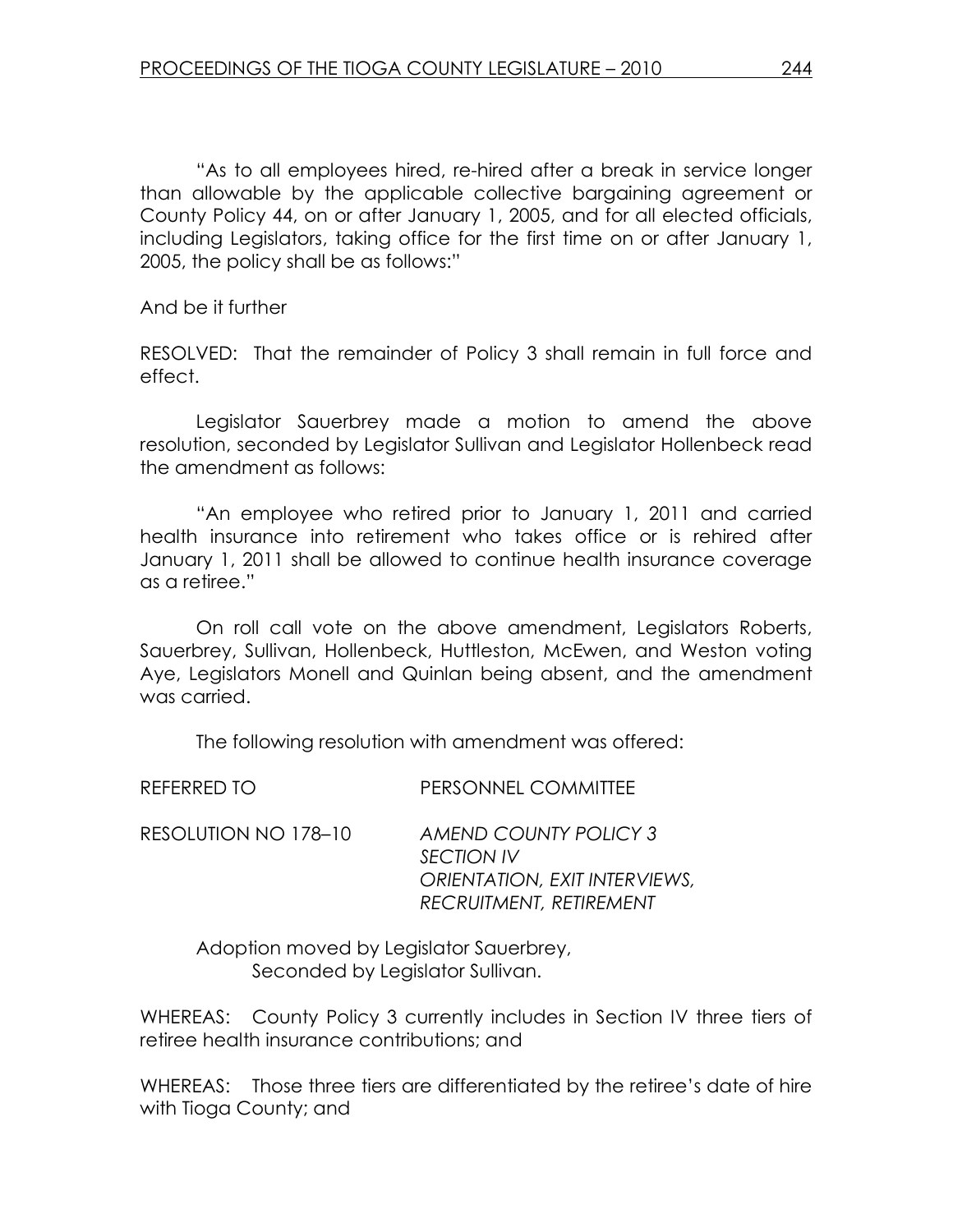"As to all employees hired, re-hired after a break in service longer than allowable by the applicable collective bargaining agreement or County Policy 44, on or after January 1, 2005, and for all elected officials, including Legislators, taking office for the first time on or after January 1, 2005, the policy shall be as follows:"

And be it further

RESOLVED: That the remainder of Policy 3 shall remain in full force and effect.

Legislator Sauerbrey made a motion to amend the above resolution, seconded by Legislator Sullivan and Legislator Hollenbeck read the amendment as follows:

"An employee who retired prior to January 1, 2011 and carried health insurance into retirement who takes office or is rehired after January 1, 2011 shall be allowed to continue health insurance coverage as a retiree."

On roll call vote on the above amendment, Legislators Roberts, Sauerbrey, Sullivan, Hollenbeck, Huttleston, McEwen, and Weston voting Aye, Legislators Monell and Quinlan being absent, and the amendment was carried.

The following resolution with amendment was offered:

REFERRED TO PERSONNEL COMMITTEE

RESOLUTION NO 178–10 *AMEND COUNTY POLICY 3*
*SECTION IV*
*ORIENTATION, EXIT INTERVIEWS, RECRUITMENT, RETIREMENT*

Adoption moved by Legislator Sauerbrey,
Seconded by Legislator Sullivan.

WHEREAS: County Policy 3 currently includes in Section IV three tiers of retiree health insurance contributions; and

WHEREAS: Those three tiers are differentiated by the retiree's date of hire with Tioga County; and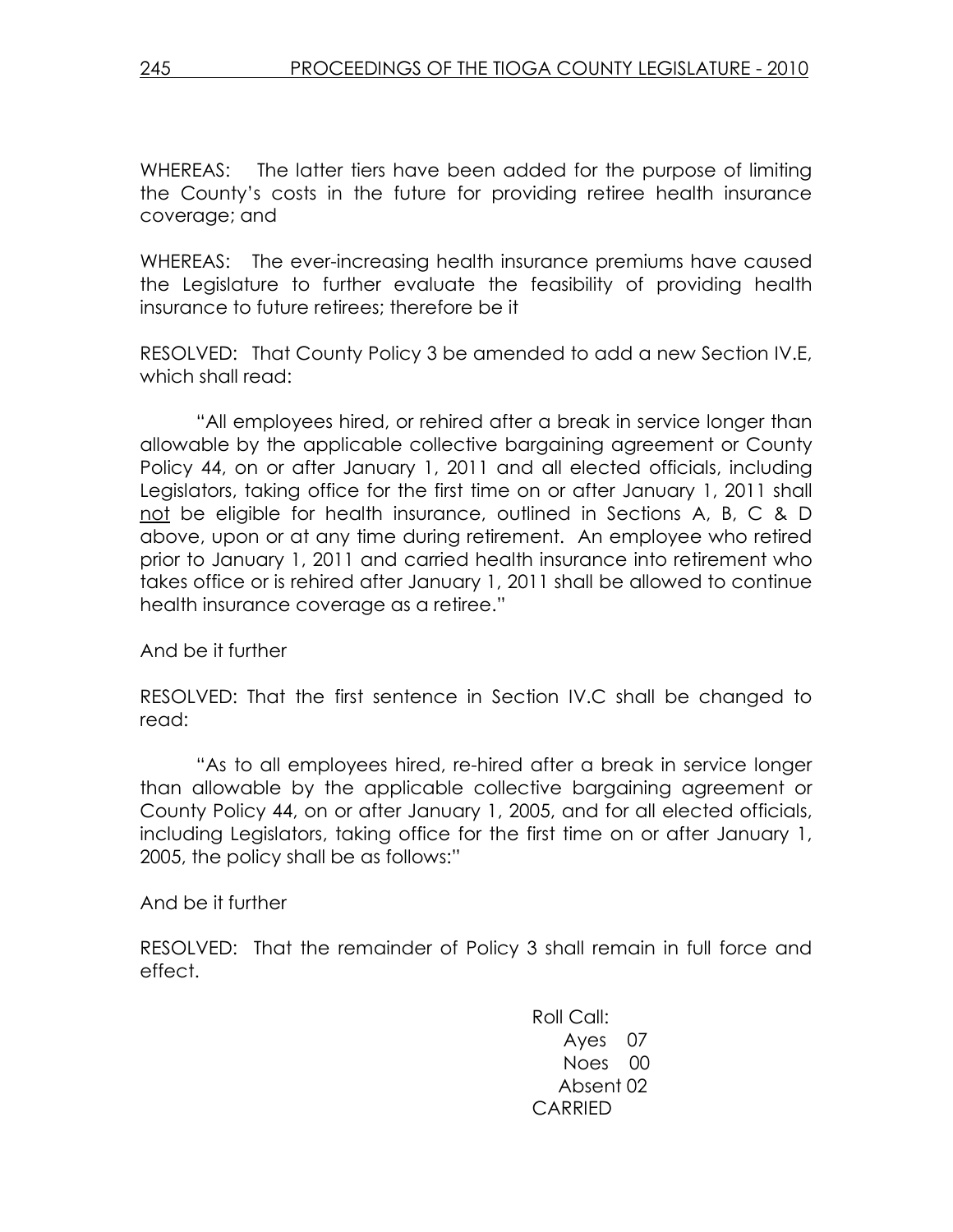WHEREAS: The latter tiers have been added for the purpose of limiting the County's costs in the future for providing retiree health insurance coverage; and

WHEREAS: The ever-increasing health insurance premiums have caused the Legislature to further evaluate the feasibility of providing health insurance to future retirees; therefore be it

RESOLVED: That County Policy 3 be amended to add a new Section IV.E, which shall read:

"All employees hired, or rehired after a break in service longer than allowable by the applicable collective bargaining agreement or County Policy 44, on or after January 1, 2011 and all elected officials, including Legislators, taking office for the first time on or after January 1, 2011 shall not be eligible for health insurance, outlined in Sections A, B, C & D above, upon or at any time during retirement. An employee who retired prior to January 1, 2011 and carried health insurance into retirement who takes office or is rehired after January 1, 2011 shall be allowed to continue health insurance coverage as a retiree."

And be it further

RESOLVED: That the first sentence in Section IV.C shall be changed to read:

"As to all employees hired, re-hired after a break in service longer than allowable by the applicable collective bargaining agreement or County Policy 44, on or after January 1, 2005, and for all elected officials, including Legislators, taking office for the first time on or after January 1, 2005, the policy shall be as follows:"

And be it further

RESOLVED: That the remainder of Policy 3 shall remain in full force and effect.

Roll Call:
Ayes 07
Noes 00
Absent 02
CARRIED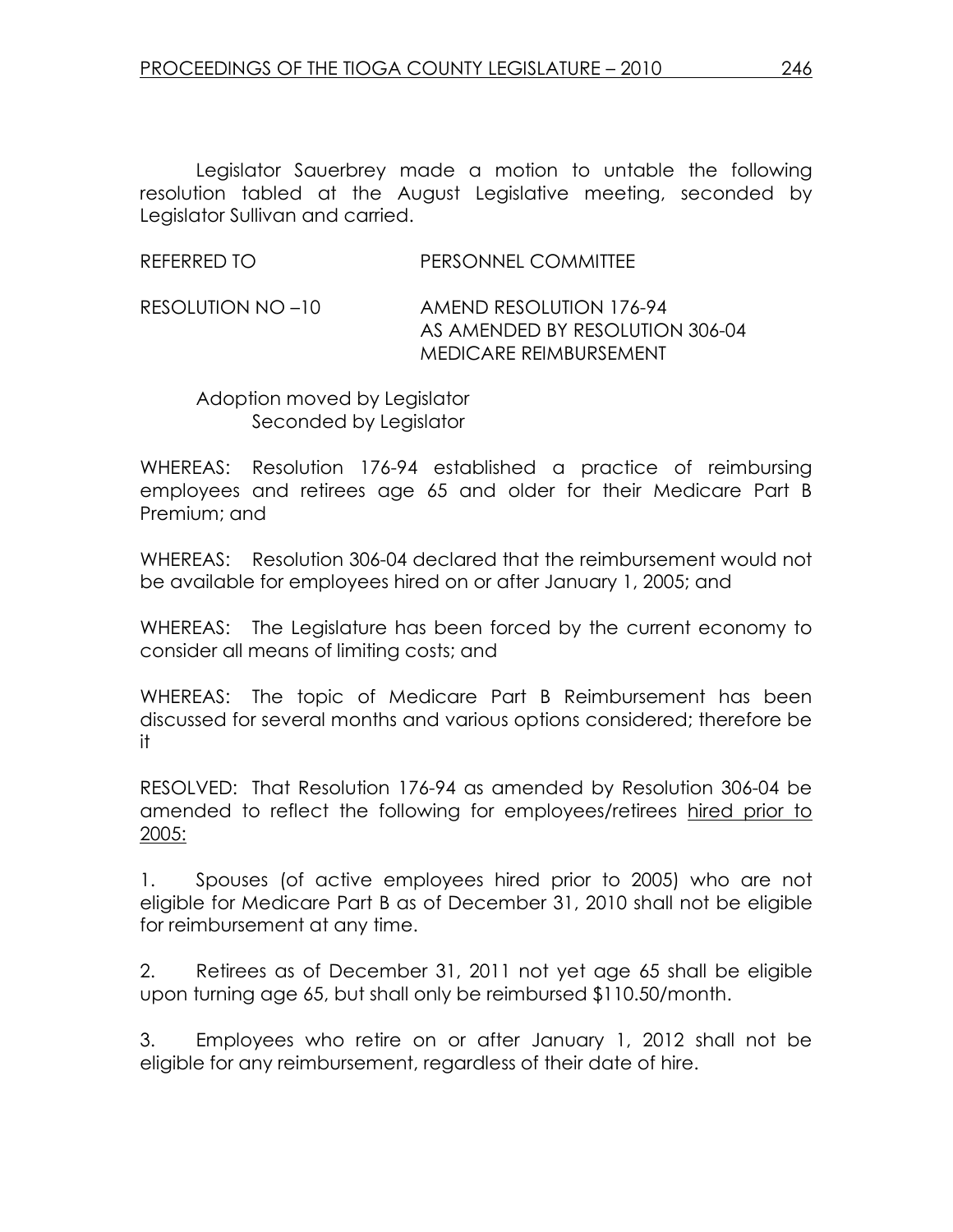Legislator Sauerbrey made a motion to untable the following resolution tabled at the August Legislative meeting, seconded by Legislator Sullivan and carried.

REFERRED TO PERSONNEL COMMITTEE

RESOLUTION NO –10 AMEND RESOLUTION 176-94
AS AMENDED BY RESOLUTION 306-04
MEDICARE REIMBURSEMENT

Adoption moved by Legislator
Seconded by Legislator

WHEREAS: Resolution 176-94 established a practice of reimbursing employees and retirees age 65 and older for their Medicare Part B Premium; and

WHEREAS: Resolution 306-04 declared that the reimbursement would not be available for employees hired on or after January 1, 2005; and

WHEREAS: The Legislature has been forced by the current economy to consider all means of limiting costs; and

WHEREAS: The topic of Medicare Part B Reimbursement has been discussed for several months and various options considered; therefore be it

RESOLVED: That Resolution 176-94 as amended by Resolution 306-04 be amended to reflect the following for employees/retirees <u>hired prior to 2005:</u>

1. Spouses (of active employees hired prior to 2005) who are not eligible for Medicare Part B as of December 31, 2010 shall not be eligible for reimbursement at any time.

2. Retirees as of December 31, 2011 not yet age 65 shall be eligible upon turning age 65, but shall only be reimbursed $110.50/month.

3. Employees who retire on or after January 1, 2012 shall not be eligible for any reimbursement, regardless of their date of hire.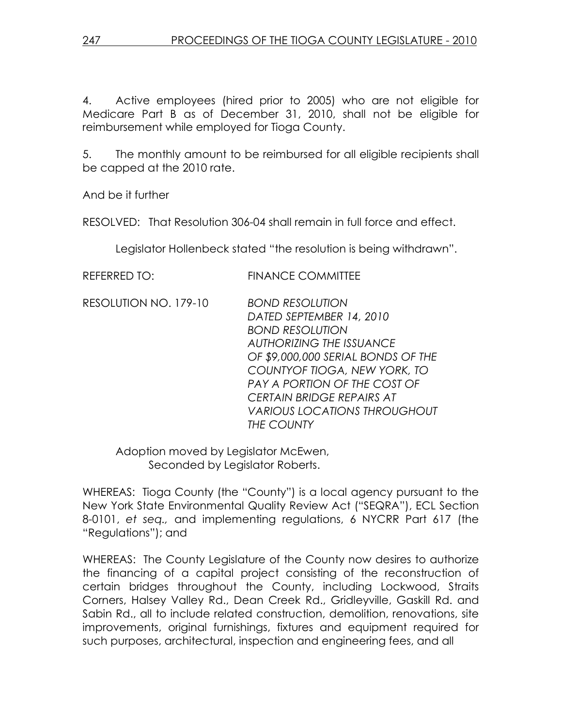4. Active employees (hired prior to 2005) who are not eligible for Medicare Part B as of December 31, 2010, shall not be eligible for reimbursement while employed for Tioga County.

5. The monthly amount to be reimbursed for all eligible recipients shall be capped at the 2010 rate.

And be it further

RESOLVED: That Resolution 306-04 shall remain in full force and effect.

Legislator Hollenbeck stated "the resolution is being withdrawn".

REFERRED TO: FINANCE COMMITTEE

RESOLUTION NO. 179-10 *BOND RESOLUTION DATED SEPTEMBER 14, 2010 BOND RESOLUTION AUTHORIZING THE ISSUANCE OF $9,000,000 SERIAL BONDS OF THE COUNTYOF TIOGA, NEW YORK, TO PAY A PORTION OF THE COST OF CERTAIN BRIDGE REPAIRS AT VARIOUS LOCATIONS THROUGHOUT THE COUNTY*

Adoption moved by Legislator McEwen,
Seconded by Legislator Roberts.

WHEREAS: Tioga County (the "County") is a local agency pursuant to the New York State Environmental Quality Review Act ("SEQRA"), ECL Section 8-0101, *et seq.,* and implementing regulations, 6 NYCRR Part 617 (the "Regulations"); and

WHEREAS: The County Legislature of the County now desires to authorize the financing of a capital project consisting of the reconstruction of certain bridges throughout the County, including Lockwood, Straits Corners, Halsey Valley Rd., Dean Creek Rd., Gridleyville, Gaskill Rd. and Sabin Rd., all to include related construction, demolition, renovations, site improvements, original furnishings, fixtures and equipment required for such purposes, architectural, inspection and engineering fees, and all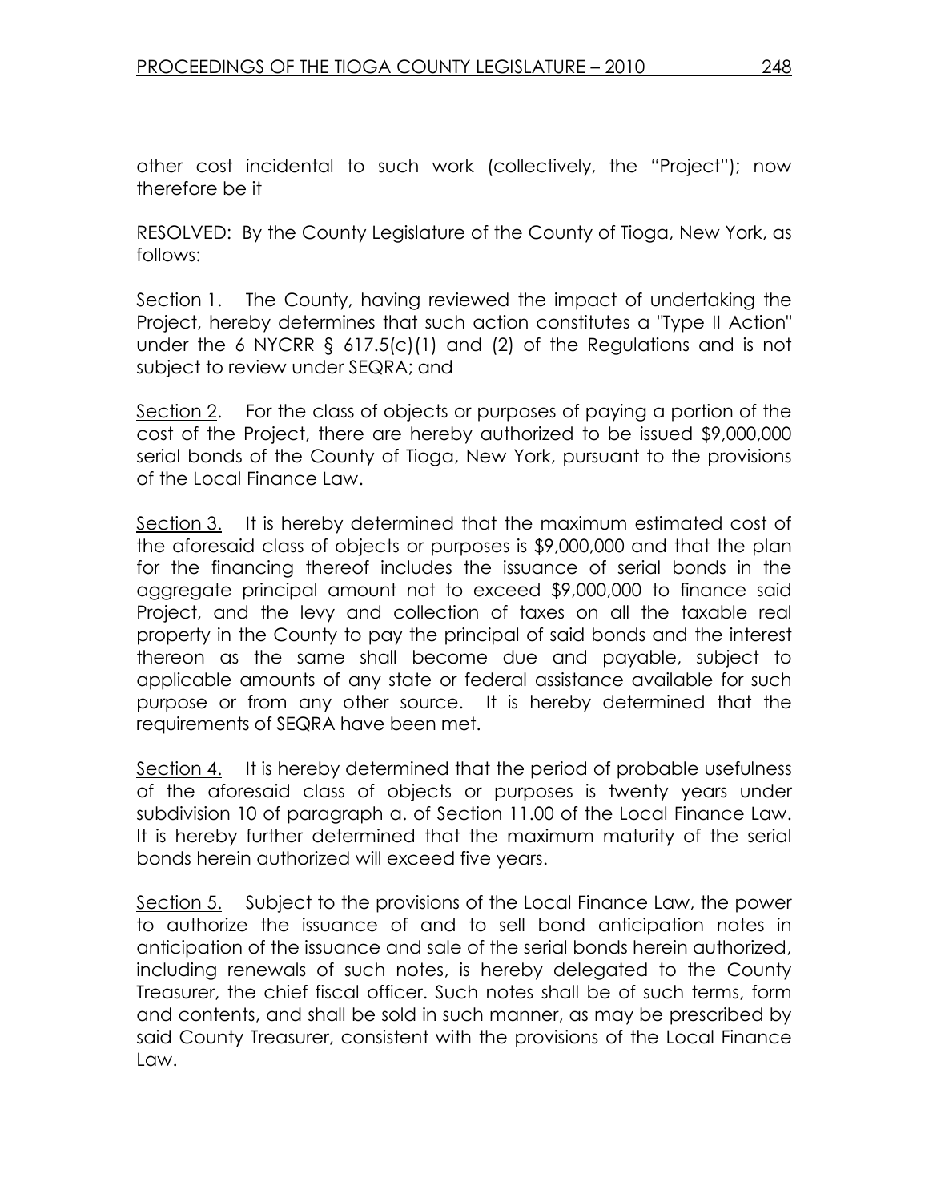other cost incidental to such work (collectively, the "Project"); now therefore be it

RESOLVED: By the County Legislature of the County of Tioga, New York, as follows:

Section 1. The County, having reviewed the impact of undertaking the Project, hereby determines that such action constitutes a "Type II Action" under the 6 NYCRR § 617.5(c)(1) and (2) of the Regulations and is not subject to review under SEQRA; and

Section 2. For the class of objects or purposes of paying a portion of the cost of the Project, there are hereby authorized to be issued $9,000,000 serial bonds of the County of Tioga, New York, pursuant to the provisions of the Local Finance Law.

Section 3. It is hereby determined that the maximum estimated cost of the aforesaid class of objects or purposes is $9,000,000 and that the plan for the financing thereof includes the issuance of serial bonds in the aggregate principal amount not to exceed $9,000,000 to finance said Project, and the levy and collection of taxes on all the taxable real property in the County to pay the principal of said bonds and the interest thereon as the same shall become due and payable, subject to applicable amounts of any state or federal assistance available for such purpose or from any other source. It is hereby determined that the requirements of SEQRA have been met.

Section 4. It is hereby determined that the period of probable usefulness of the aforesaid class of objects or purposes is twenty years under subdivision 10 of paragraph a. of Section 11.00 of the Local Finance Law. It is hereby further determined that the maximum maturity of the serial bonds herein authorized will exceed five years.

Section 5. Subject to the provisions of the Local Finance Law, the power to authorize the issuance of and to sell bond anticipation notes in anticipation of the issuance and sale of the serial bonds herein authorized, including renewals of such notes, is hereby delegated to the County Treasurer, the chief fiscal officer. Such notes shall be of such terms, form and contents, and shall be sold in such manner, as may be prescribed by said County Treasurer, consistent with the provisions of the Local Finance Law.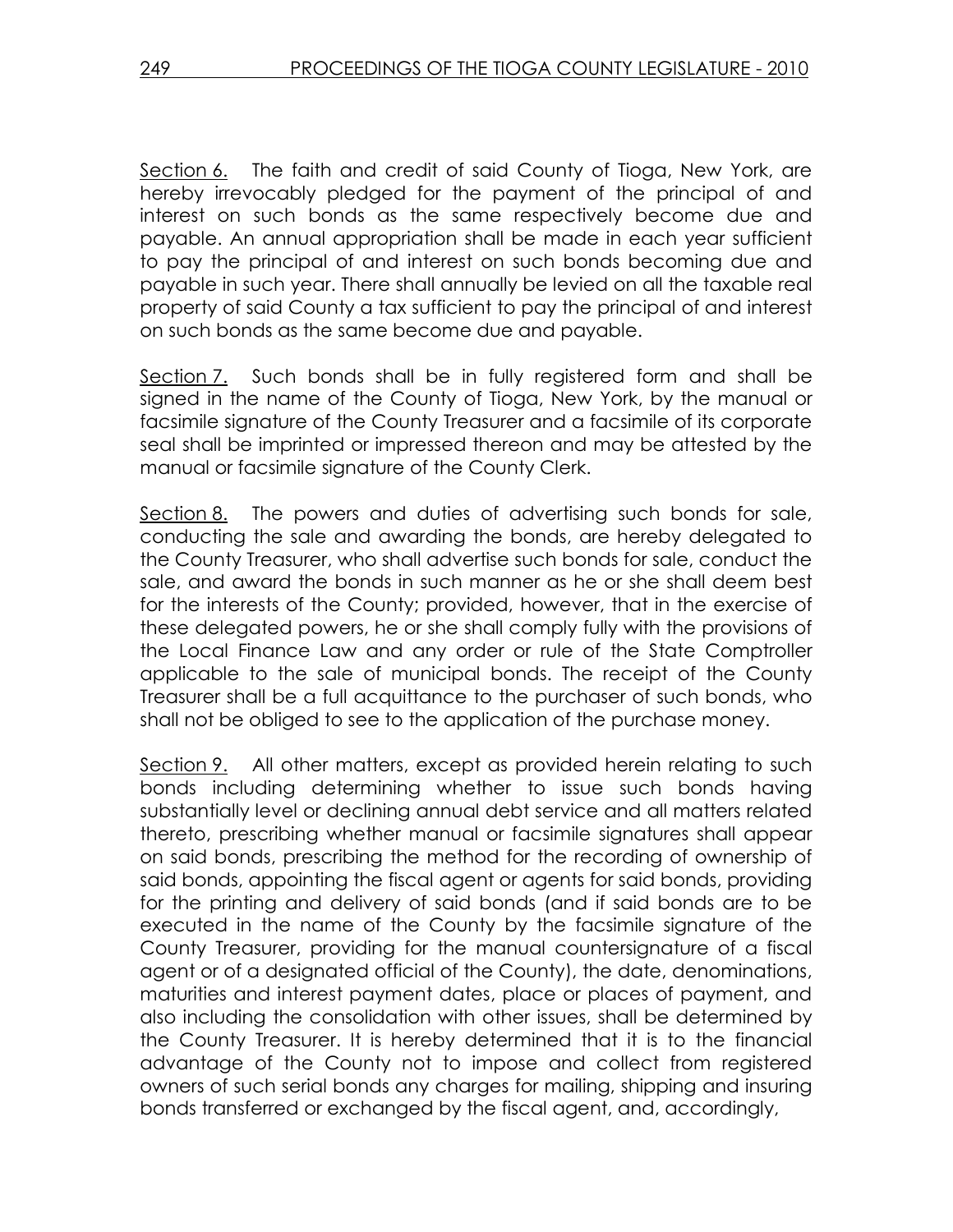Section 6. The faith and credit of said County of Tioga, New York, are hereby irrevocably pledged for the payment of the principal of and interest on such bonds as the same respectively become due and payable. An annual appropriation shall be made in each year sufficient to pay the principal of and interest on such bonds becoming due and payable in such year. There shall annually be levied on all the taxable real property of said County a tax sufficient to pay the principal of and interest on such bonds as the same become due and payable.

Section 7. Such bonds shall be in fully registered form and shall be signed in the name of the County of Tioga, New York, by the manual or facsimile signature of the County Treasurer and a facsimile of its corporate seal shall be imprinted or impressed thereon and may be attested by the manual or facsimile signature of the County Clerk.

Section 8. The powers and duties of advertising such bonds for sale, conducting the sale and awarding the bonds, are hereby delegated to the County Treasurer, who shall advertise such bonds for sale, conduct the sale, and award the bonds in such manner as he or she shall deem best for the interests of the County; provided, however, that in the exercise of these delegated powers, he or she shall comply fully with the provisions of the Local Finance Law and any order or rule of the State Comptroller applicable to the sale of municipal bonds. The receipt of the County Treasurer shall be a full acquittance to the purchaser of such bonds, who shall not be obliged to see to the application of the purchase money.

Section 9. All other matters, except as provided herein relating to such bonds including determining whether to issue such bonds having substantially level or declining annual debt service and all matters related thereto, prescribing whether manual or facsimile signatures shall appear on said bonds, prescribing the method for the recording of ownership of said bonds, appointing the fiscal agent or agents for said bonds, providing for the printing and delivery of said bonds (and if said bonds are to be executed in the name of the County by the facsimile signature of the County Treasurer, providing for the manual countersignature of a fiscal agent or of a designated official of the County), the date, denominations, maturities and interest payment dates, place or places of payment, and also including the consolidation with other issues, shall be determined by the County Treasurer. It is hereby determined that it is to the financial advantage of the County not to impose and collect from registered owners of such serial bonds any charges for mailing, shipping and insuring bonds transferred or exchanged by the fiscal agent, and, accordingly,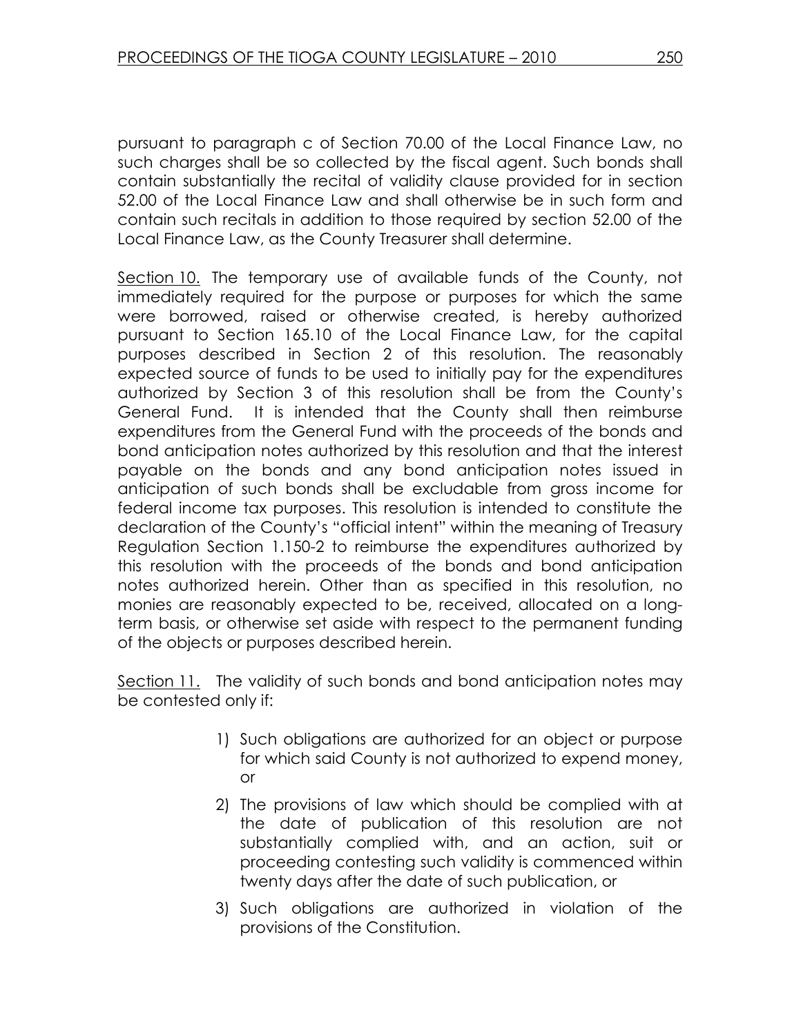pursuant to paragraph c of Section 70.00 of the Local Finance Law, no such charges shall be so collected by the fiscal agent. Such bonds shall contain substantially the recital of validity clause provided for in section 52.00 of the Local Finance Law and shall otherwise be in such form and contain such recitals in addition to those required by section 52.00 of the Local Finance Law, as the County Treasurer shall determine.

Section 10. The temporary use of available funds of the County, not immediately required for the purpose or purposes for which the same were borrowed, raised or otherwise created, is hereby authorized pursuant to Section 165.10 of the Local Finance Law, for the capital purposes described in Section 2 of this resolution. The reasonably expected source of funds to be used to initially pay for the expenditures authorized by Section 3 of this resolution shall be from the County's General Fund. It is intended that the County shall then reimburse expenditures from the General Fund with the proceeds of the bonds and bond anticipation notes authorized by this resolution and that the interest payable on the bonds and any bond anticipation notes issued in anticipation of such bonds shall be excludable from gross income for federal income tax purposes. This resolution is intended to constitute the declaration of the County's "official intent" within the meaning of Treasury Regulation Section 1.150-2 to reimburse the expenditures authorized by this resolution with the proceeds of the bonds and bond anticipation notes authorized herein. Other than as specified in this resolution, no monies are reasonably expected to be, received, allocated on a long-term basis, or otherwise set aside with respect to the permanent funding of the objects or purposes described herein.

Section 11. The validity of such bonds and bond anticipation notes may be contested only if:

1) Such obligations are authorized for an object or purpose for which said County is not authorized to expend money, or
2) The provisions of law which should be complied with at the date of publication of this resolution are not substantially complied with, and an action, suit or proceeding contesting such validity is commenced within twenty days after the date of such publication, or
3) Such obligations are authorized in violation of the provisions of the Constitution.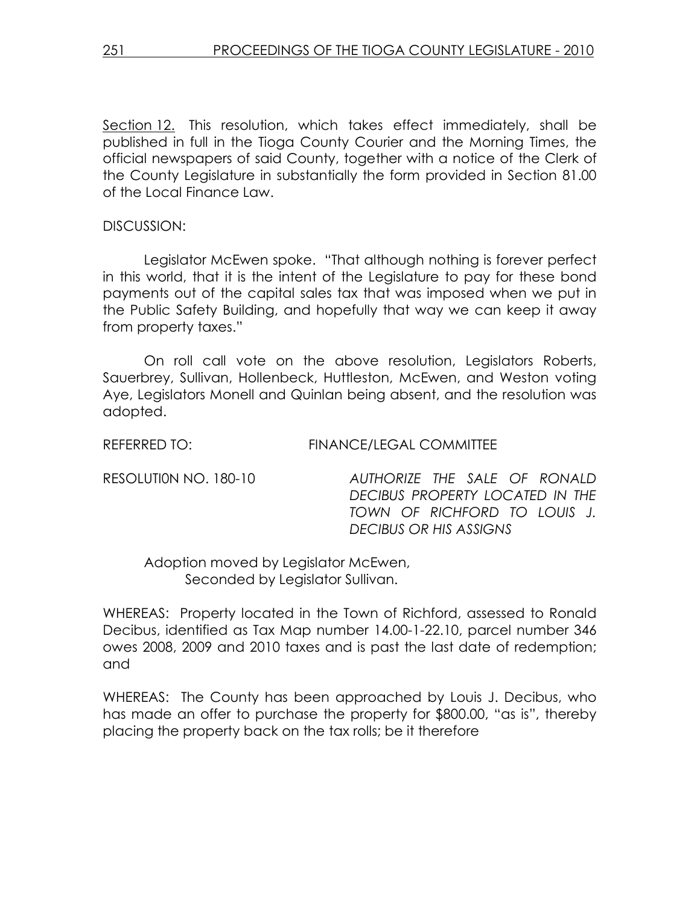Section 12. This resolution, which takes effect immediately, shall be published in full in the Tioga County Courier and the Morning Times, the official newspapers of said County, together with a notice of the Clerk of the County Legislature in substantially the form provided in Section 81.00 of the Local Finance Law.

DISCUSSION:

Legislator McEwen spoke. "That although nothing is forever perfect in this world, that it is the intent of the Legislature to pay for these bond payments out of the capital sales tax that was imposed when we put in the Public Safety Building, and hopefully that way we can keep it away from property taxes."

On roll call vote on the above resolution, Legislators Roberts, Sauerbrey, Sullivan, Hollenbeck, Huttleston, McEwen, and Weston voting Aye, Legislators Monell and Quinlan being absent, and the resolution was adopted.

REFERRED TO: FINANCE/LEGAL COMMITTEE

RESOLUTI0N NO. 180-10 *AUTHORIZE THE SALE OF RONALD DECIBUS PROPERTY LOCATED IN THE TOWN OF RICHFORD TO LOUIS J. DECIBUS OR HIS ASSIGNS*

Adoption moved by Legislator McEwen,
Seconded by Legislator Sullivan.

WHEREAS: Property located in the Town of Richford, assessed to Ronald Decibus, identified as Tax Map number 14.00-1-22.10, parcel number 346 owes 2008, 2009 and 2010 taxes and is past the last date of redemption; and

WHEREAS: The County has been approached by Louis J. Decibus, who has made an offer to purchase the property for $800.00, "as is", thereby placing the property back on the tax rolls; be it therefore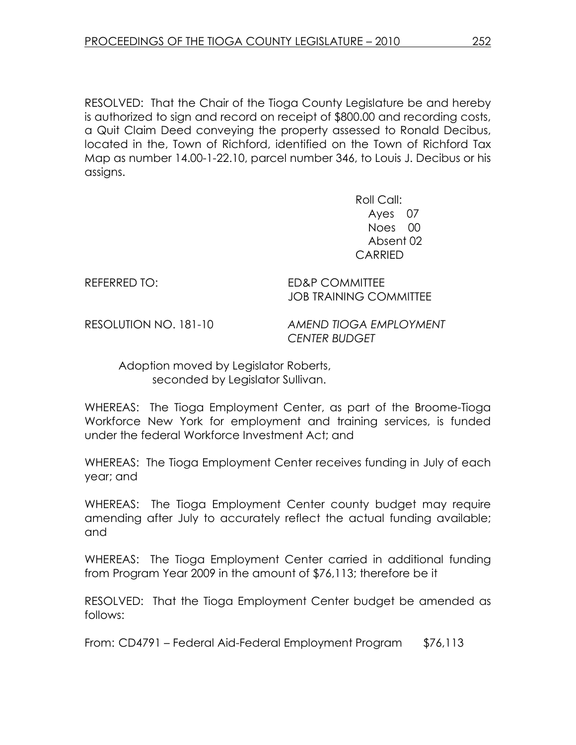RESOLVED: That the Chair of the Tioga County Legislature be and hereby is authorized to sign and record on receipt of $800.00 and recording costs, a Quit Claim Deed conveying the property assessed to Ronald Decibus, located in the, Town of Richford, identified on the Town of Richford Tax Map as number 14.00-1-22.10, parcel number 346, to Louis J. Decibus or his assigns.

Roll Call:
Ayes 07
Noes 00
Absent 02
CARRIED

REFERRED TO: ED&P COMMITTEE
JOB TRAINING COMMITTEE

RESOLUTION NO. 181-10 *AMEND TIOGA EMPLOYMENT CENTER BUDGET*

Adoption moved by Legislator Roberts, seconded by Legislator Sullivan.

WHEREAS: The Tioga Employment Center, as part of the Broome-Tioga Workforce New York for employment and training services, is funded under the federal Workforce Investment Act; and

WHEREAS: The Tioga Employment Center receives funding in July of each year; and

WHEREAS: The Tioga Employment Center county budget may require amending after July to accurately reflect the actual funding available; and

WHEREAS: The Tioga Employment Center carried in additional funding from Program Year 2009 in the amount of $76,113; therefore be it

RESOLVED: That the Tioga Employment Center budget be amended as follows:

From: CD4791 – Federal Aid-Federal Employment Program $76,113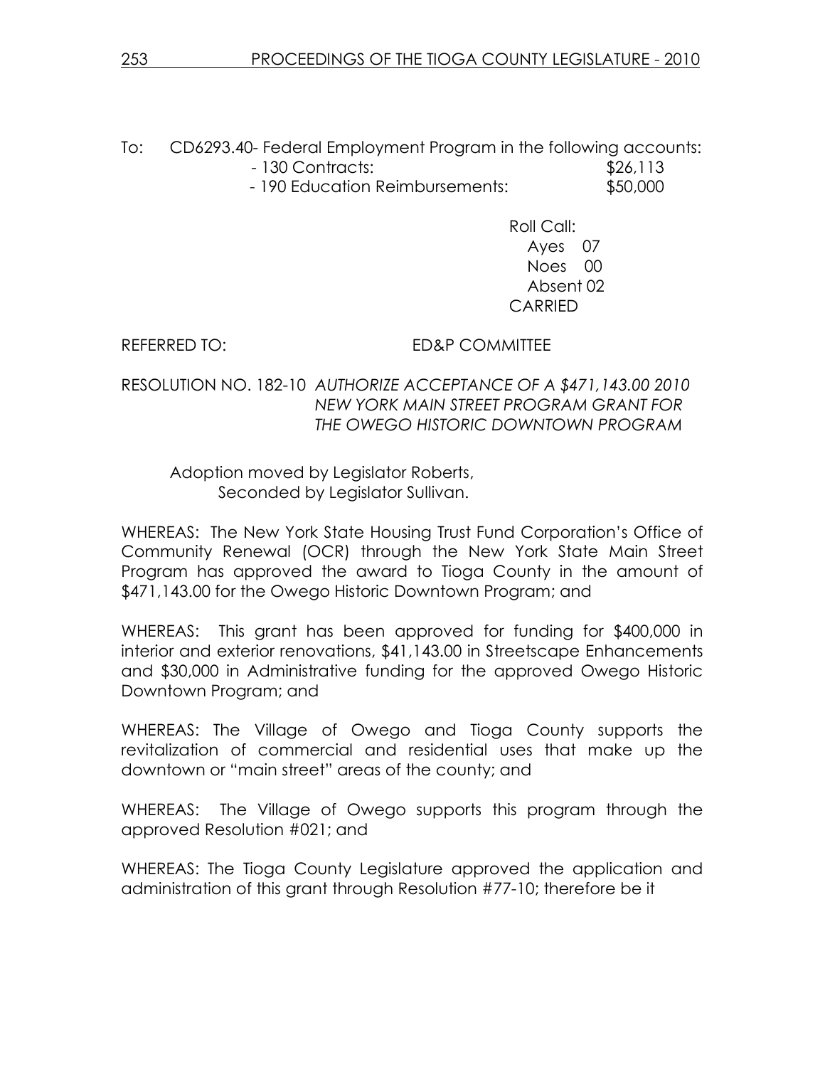To: CD6293.40- Federal Employment Program in the following accounts:

- 130 Contracts: $26,113
- 190 Education Reimbursements: $50,000

Roll Call:
Ayes 07
Noes 00
Absent 02
CARRIED

REFERRED TO: ED&P COMMITTEE

RESOLUTION NO. 182-10 *AUTHORIZE ACCEPTANCE OF A $471,143.00 2010 NEW YORK MAIN STREET PROGRAM GRANT FOR THE OWEGO HISTORIC DOWNTOWN PROGRAM*

Adoption moved by Legislator Roberts,
Seconded by Legislator Sullivan.

WHEREAS: The New York State Housing Trust Fund Corporation's Office of Community Renewal (OCR) through the New York State Main Street Program has approved the award to Tioga County in the amount of $471,143.00 for the Owego Historic Downtown Program; and

WHEREAS: This grant has been approved for funding for $400,000 in interior and exterior renovations, $41,143.00 in Streetscape Enhancements and $30,000 in Administrative funding for the approved Owego Historic Downtown Program; and

WHEREAS: The Village of Owego and Tioga County supports the revitalization of commercial and residential uses that make up the downtown or "main street" areas of the county; and

WHEREAS: The Village of Owego supports this program through the approved Resolution #021; and

WHEREAS: The Tioga County Legislature approved the application and administration of this grant through Resolution #77-10; therefore be it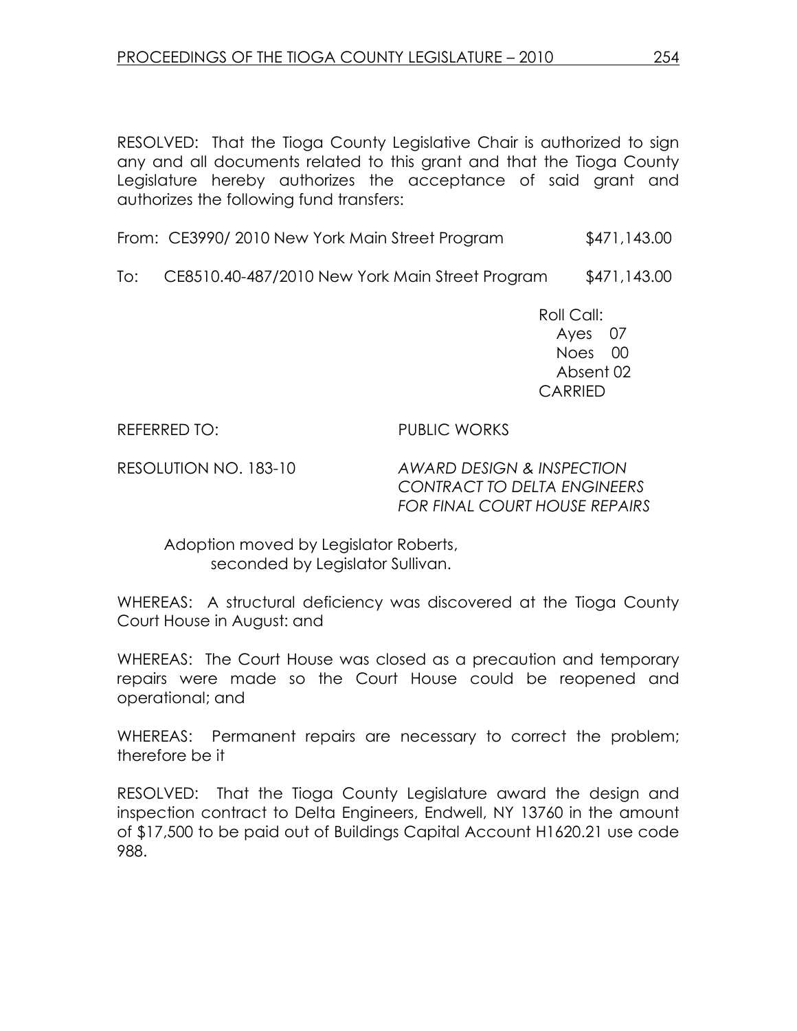RESOLVED: That the Tioga County Legislative Chair is authorized to sign any and all documents related to this grant and that the Tioga County Legislature hereby authorizes the acceptance of said grant and authorizes the following fund transfers:

From: CE3990/ 2010 New York Main Street Program $471,143.00

To: CE8510.40-487/2010 New York Main Street Program $471,143.00

Roll Call:
Ayes 07
Noes 00
Absent 02
CARRIED

REFERRED TO: PUBLIC WORKS

RESOLUTION NO. 183-10 *AWARD DESIGN & INSPECTION CONTRACT TO DELTA ENGINEERS FOR FINAL COURT HOUSE REPAIRS*

Adoption moved by Legislator Roberts,
seconded by Legislator Sullivan.

WHEREAS: A structural deficiency was discovered at the Tioga County Court House in August: and

WHEREAS: The Court House was closed as a precaution and temporary repairs were made so the Court House could be reopened and operational; and

WHEREAS: Permanent repairs are necessary to correct the problem; therefore be it

RESOLVED: That the Tioga County Legislature award the design and inspection contract to Delta Engineers, Endwell, NY 13760 in the amount of $17,500 to be paid out of Buildings Capital Account H1620.21 use code 988.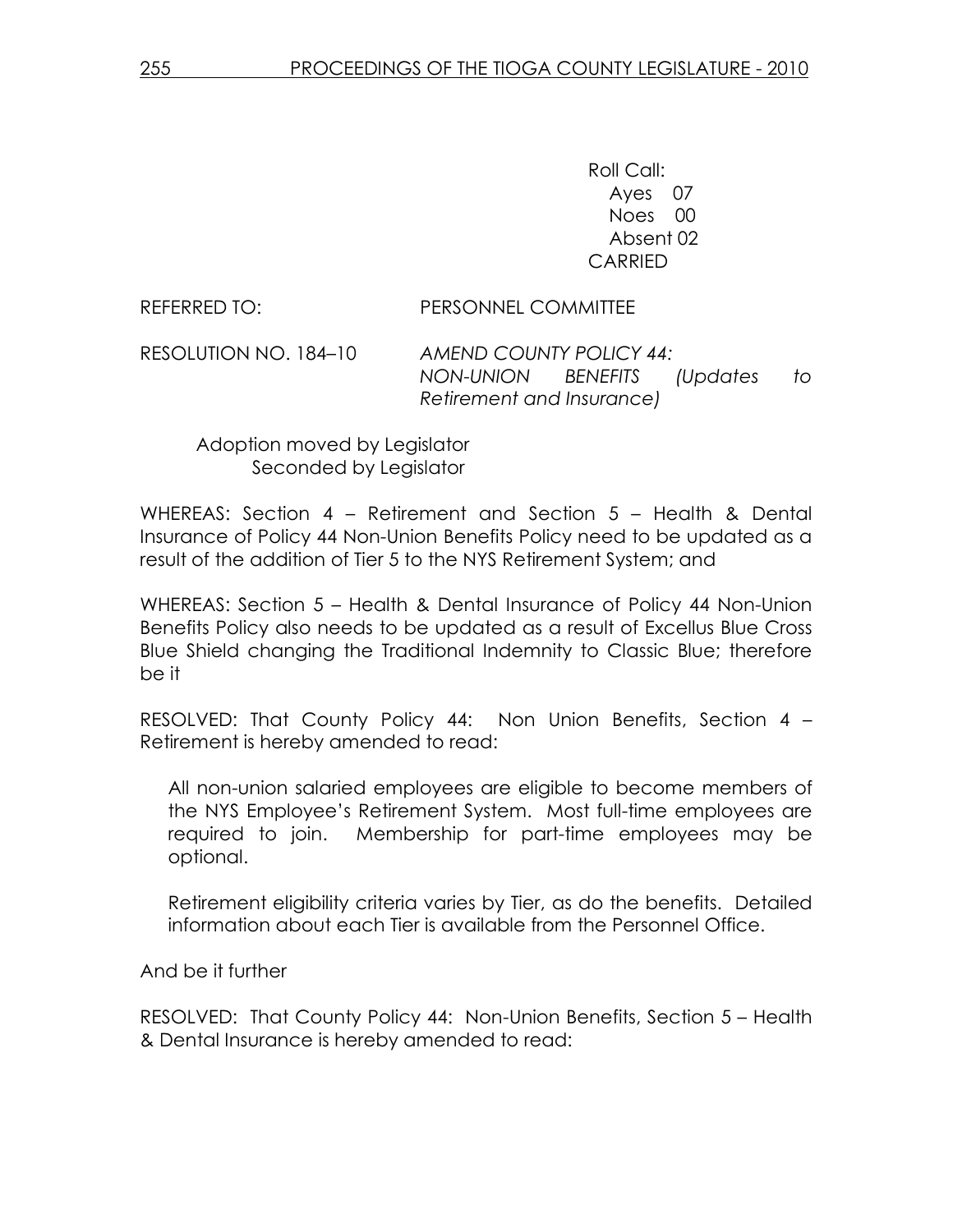Roll Call:
Ayes 07
Noes 00
Absent 02
CARRIED

REFERRED TO: PERSONNEL COMMITTEE

RESOLUTION NO. 184–10 *AMEND COUNTY POLICY 44: NON-UNION BENEFITS (Updates to Retirement and Insurance)*

Adoption moved by Legislator
Seconded by Legislator

WHEREAS: Section 4 – Retirement and Section 5 – Health & Dental Insurance of Policy 44 Non-Union Benefits Policy need to be updated as a result of the addition of Tier 5 to the NYS Retirement System; and

WHEREAS: Section 5 – Health & Dental Insurance of Policy 44 Non-Union Benefits Policy also needs to be updated as a result of Excellus Blue Cross Blue Shield changing the Traditional Indemnity to Classic Blue; therefore be it

RESOLVED: That County Policy 44: Non Union Benefits, Section 4 – Retirement is hereby amended to read:

> All non-union salaried employees are eligible to become members of the NYS Employee's Retirement System. Most full-time employees are required to join. Membership for part-time employees may be optional.
>
> Retirement eligibility criteria varies by Tier, as do the benefits. Detailed information about each Tier is available from the Personnel Office.

And be it further

RESOLVED: That County Policy 44: Non-Union Benefits, Section 5 – Health & Dental Insurance is hereby amended to read: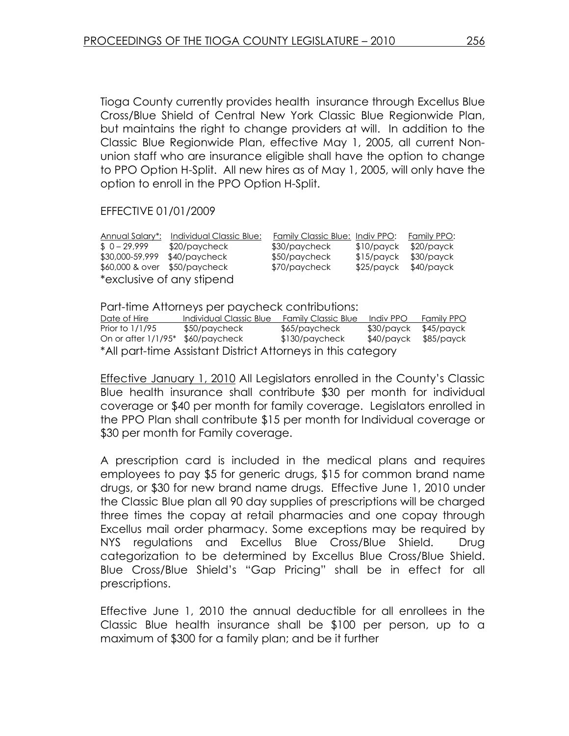Tioga County currently provides health insurance through Excellus Blue Cross/Blue Shield of Central New York Classic Blue Regionwide Plan, but maintains the right to change providers at will. In addition to the Classic Blue Regionwide Plan, effective May 1, 2005, all current Non-union staff who are insurance eligible shall have the option to change to PPO Option H-Split. All new hires as of May 1, 2005, will only have the option to enroll in the PPO Option H-Split.

EFFECTIVE 01/01/2009

| Annual Salary*: | Individual Classic Blue: | Family Classic Blue: | Indiv PPO: | Family PPO: |
|---|---|---|---|---|
| $ 0 – 29,999 | $20/paycheck | $30/paycheck | $10/payck | $20/payck |
| $30,000-59,999 | $40/paycheck | $50/paycheck | $15/payck | $30/payck |
| $60,000 & over | $50/paycheck | $70/paycheck | $25/payck | $40/payck |

*exclusive of any stipend

Part-time Attorneys per paycheck contributions:

| Date of Hire | Individual Classic Blue | Family Classic Blue | Indiv PPO | Family PPO |
|---|---|---|---|---|
| Prior to 1/1/95 | $50/paycheck | $65/paycheck | $30/payck | $45/payck |
| On or after 1/1/95* | $60/paycheck | $130/paycheck | $40/payck | $85/payck |

*All part-time Assistant District Attorneys in this category

Effective January 1, 2010 All Legislators enrolled in the County's Classic Blue health insurance shall contribute $30 per month for individual coverage or $40 per month for family coverage. Legislators enrolled in the PPO Plan shall contribute $15 per month for Individual coverage or $30 per month for Family coverage.

A prescription card is included in the medical plans and requires employees to pay $5 for generic drugs, $15 for common brand name drugs, or $30 for new brand name drugs. Effective June 1, 2010 under the Classic Blue plan all 90 day supplies of prescriptions will be charged three times the copay at retail pharmacies and one copay through Excellus mail order pharmacy. Some exceptions may be required by NYS regulations and Excellus Blue Cross/Blue Shield. Drug categorization to be determined by Excellus Blue Cross/Blue Shield. Blue Cross/Blue Shield's "Gap Pricing" shall be in effect for all prescriptions.

Effective June 1, 2010 the annual deductible for all enrollees in the Classic Blue health insurance shall be $100 per person, up to a maximum of $300 for a family plan; and be it further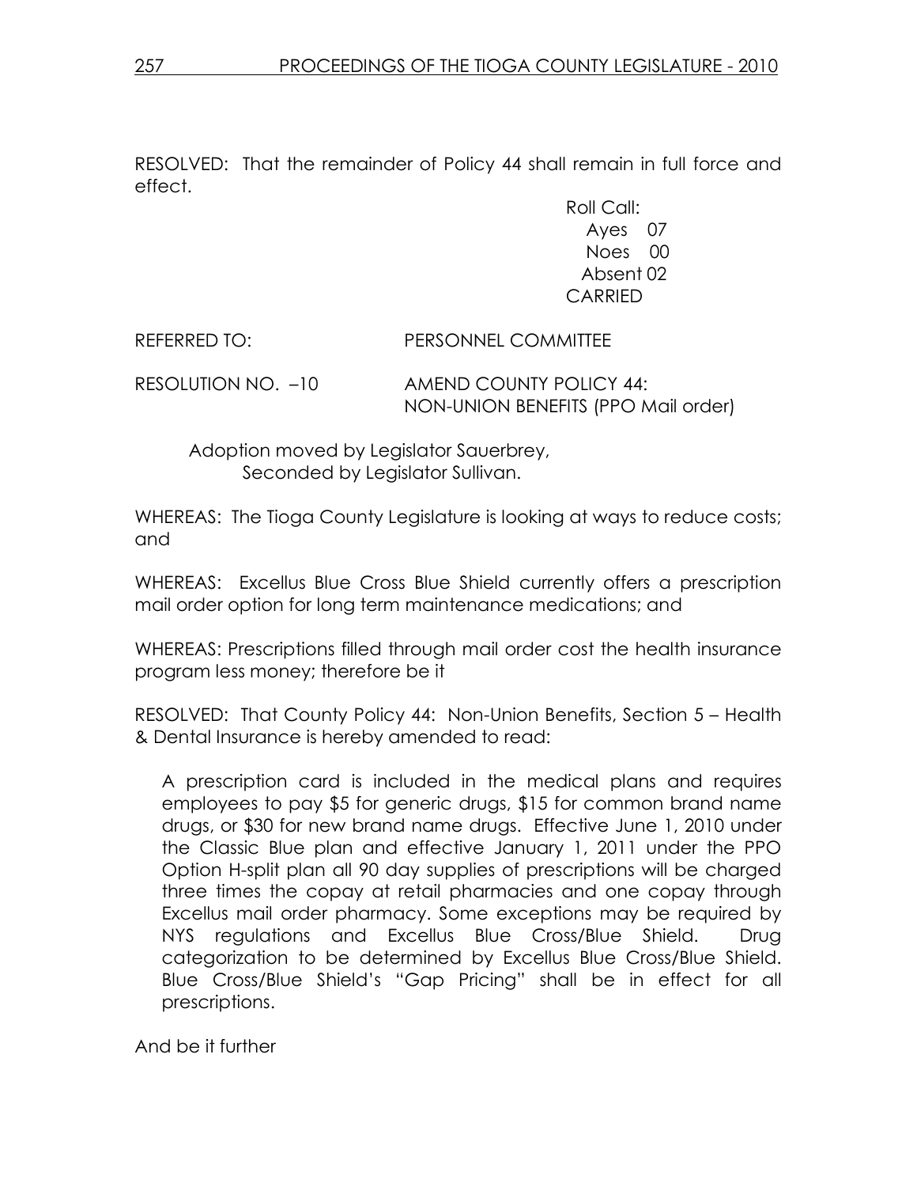RESOLVED: That the remainder of Policy 44 shall remain in full force and effect.

Roll Call:
Ayes 07
Noes 00
Absent 02
CARRIED

REFERRED TO: PERSONNEL COMMITTEE

RESOLUTION NO. –10 AMEND COUNTY POLICY 44: NON-UNION BENEFITS (PPO Mail order)

Adoption moved by Legislator Sauerbrey,
Seconded by Legislator Sullivan.

WHEREAS: The Tioga County Legislature is looking at ways to reduce costs; and

WHEREAS: Excellus Blue Cross Blue Shield currently offers a prescription mail order option for long term maintenance medications; and

WHEREAS: Prescriptions filled through mail order cost the health insurance program less money; therefore be it

RESOLVED: That County Policy 44: Non-Union Benefits, Section 5 – Health & Dental Insurance is hereby amended to read:

> A prescription card is included in the medical plans and requires employees to pay $5 for generic drugs, $15 for common brand name drugs, or $30 for new brand name drugs. Effective June 1, 2010 under the Classic Blue plan and effective January 1, 2011 under the PPO Option H-split plan all 90 day supplies of prescriptions will be charged three times the copay at retail pharmacies and one copay through Excellus mail order pharmacy. Some exceptions may be required by NYS regulations and Excellus Blue Cross/Blue Shield. Drug categorization to be determined by Excellus Blue Cross/Blue Shield. Blue Cross/Blue Shield's "Gap Pricing" shall be in effect for all prescriptions.

And be it further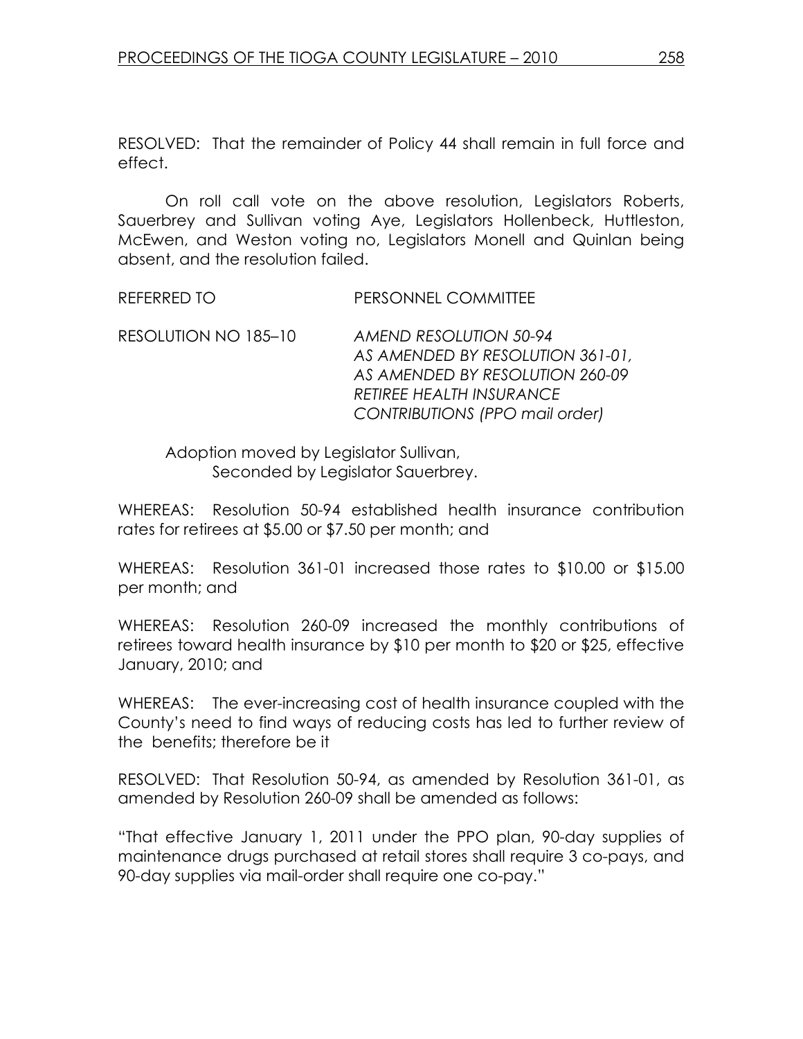RESOLVED: That the remainder of Policy 44 shall remain in full force and effect.

On roll call vote on the above resolution, Legislators Roberts, Sauerbrey and Sullivan voting Aye, Legislators Hollenbeck, Huttleston, McEwen, and Weston voting no, Legislators Monell and Quinlan being absent, and the resolution failed.

REFERRED TO PERSONNEL COMMITTEE

RESOLUTION NO 185–10 *AMEND RESOLUTION 50-94 AS AMENDED BY RESOLUTION 361-01, AS AMENDED BY RESOLUTION 260-09 RETIREE HEALTH INSURANCE CONTRIBUTIONS (PPO mail order)*

Adoption moved by Legislator Sullivan,
Seconded by Legislator Sauerbrey.

WHEREAS: Resolution 50-94 established health insurance contribution rates for retirees at $5.00 or $7.50 per month; and

WHEREAS: Resolution 361-01 increased those rates to $10.00 or $15.00 per month; and

WHEREAS: Resolution 260-09 increased the monthly contributions of retirees toward health insurance by $10 per month to $20 or $25, effective January, 2010; and

WHEREAS: The ever-increasing cost of health insurance coupled with the County's need to find ways of reducing costs has led to further review of the benefits; therefore be it

RESOLVED: That Resolution 50-94, as amended by Resolution 361-01, as amended by Resolution 260-09 shall be amended as follows:

"That effective January 1, 2011 under the PPO plan, 90-day supplies of maintenance drugs purchased at retail stores shall require 3 co-pays, and 90-day supplies via mail-order shall require one co-pay."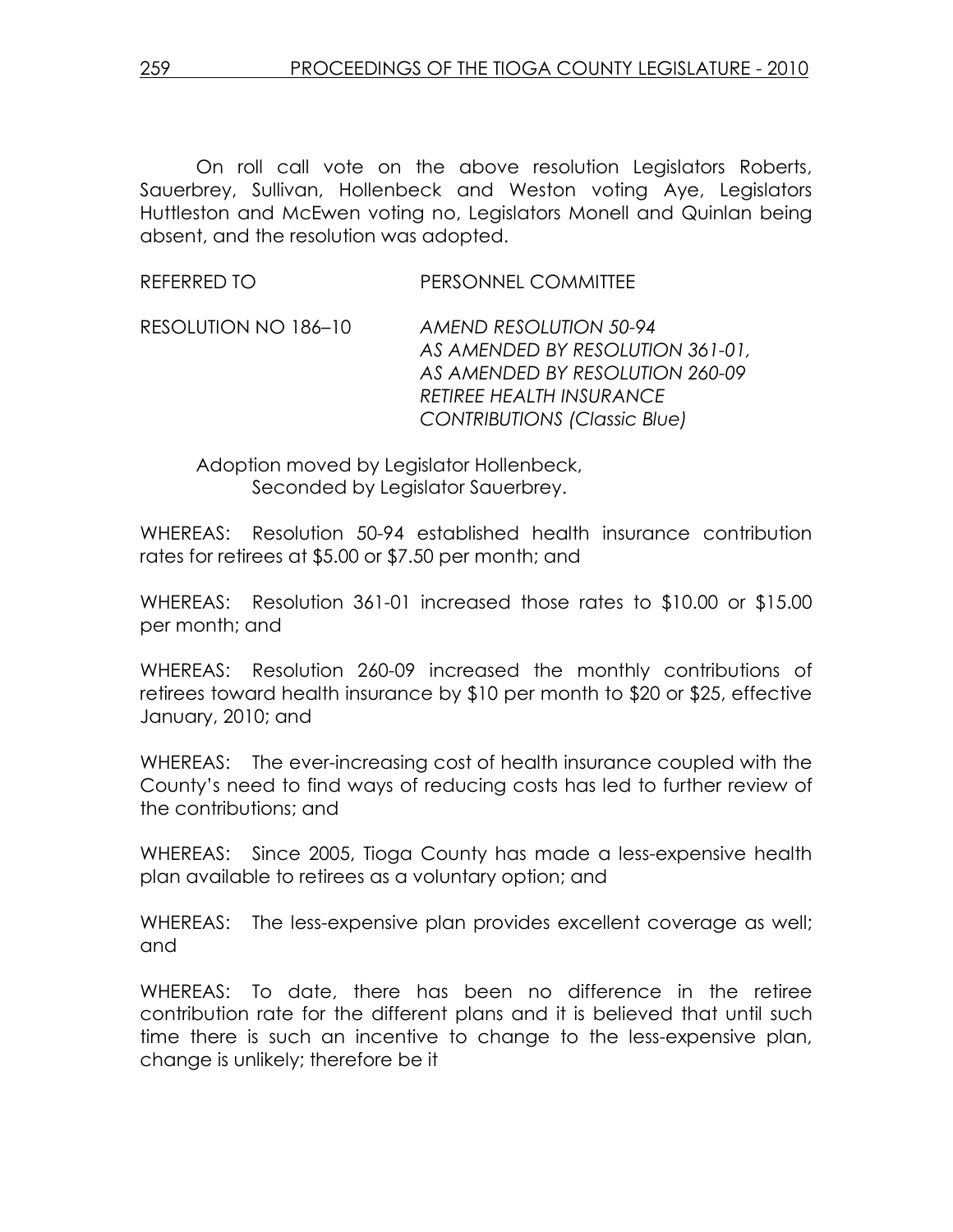On roll call vote on the above resolution Legislators Roberts, Sauerbrey, Sullivan, Hollenbeck and Weston voting Aye, Legislators Huttleston and McEwen voting no, Legislators Monell and Quinlan being absent, and the resolution was adopted.

REFERRED TO PERSONNEL COMMITTEE

RESOLUTION NO 186–10 *AMEND RESOLUTION 50-94 AS AMENDED BY RESOLUTION 361-01, AS AMENDED BY RESOLUTION 260-09 RETIREE HEALTH INSURANCE CONTRIBUTIONS (Classic Blue)*

Adoption moved by Legislator Hollenbeck,
Seconded by Legislator Sauerbrey.

WHEREAS: Resolution 50-94 established health insurance contribution rates for retirees at $5.00 or $7.50 per month; and

WHEREAS: Resolution 361-01 increased those rates to $10.00 or $15.00 per month; and

WHEREAS: Resolution 260-09 increased the monthly contributions of retirees toward health insurance by $10 per month to $20 or $25, effective January, 2010; and

WHEREAS: The ever-increasing cost of health insurance coupled with the County's need to find ways of reducing costs has led to further review of the contributions; and

WHEREAS: Since 2005, Tioga County has made a less-expensive health plan available to retirees as a voluntary option; and

WHEREAS: The less-expensive plan provides excellent coverage as well; and

WHEREAS: To date, there has been no difference in the retiree contribution rate for the different plans and it is believed that until such time there is such an incentive to change to the less-expensive plan, change is unlikely; therefore be it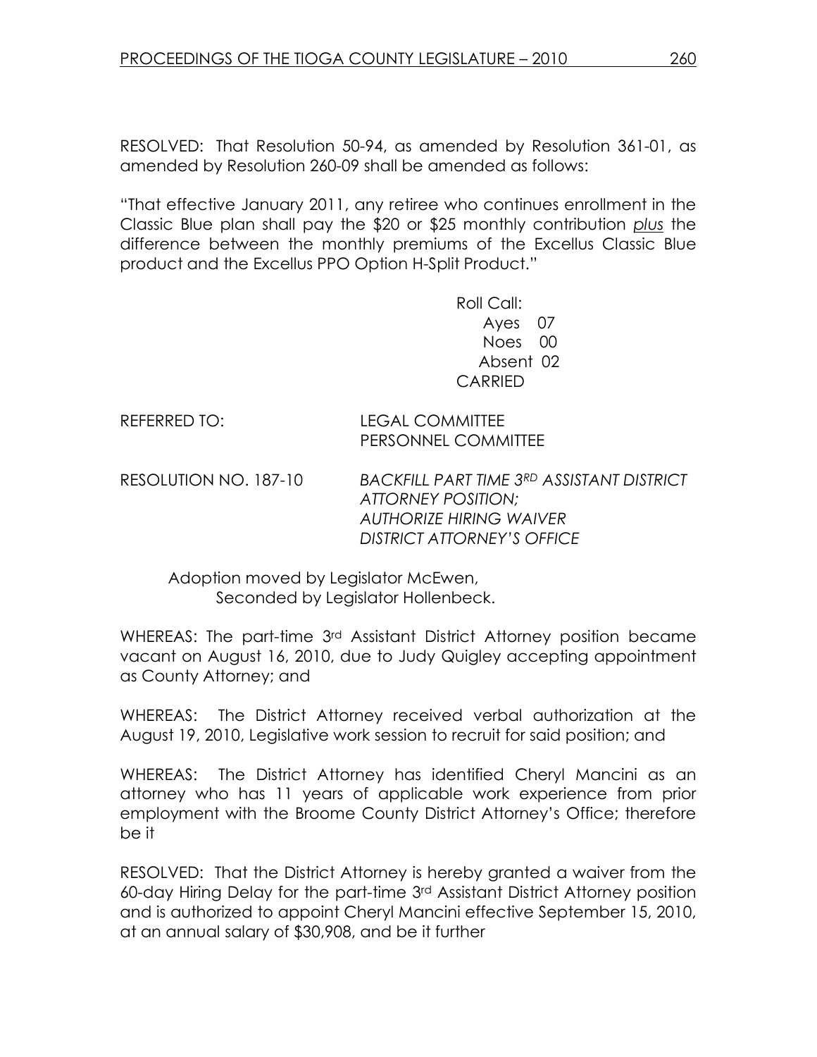RESOLVED: That Resolution 50-94, as amended by Resolution 361-01, as amended by Resolution 260-09 shall be amended as follows:

"That effective January 2011, any retiree who continues enrollment in the Classic Blue plan shall pay the $20 or $25 monthly contribution *plus* the difference between the monthly premiums of the Excellus Classic Blue product and the Excellus PPO Option H-Split Product."

Roll Call:
Ayes 07
Noes 00
Absent 02
CARRIED

REFERRED TO: LEGAL COMMITTEE
PERSONNEL COMMITTEE

RESOLUTION NO. 187-10 *BACKFILL PART TIME 3RD ASSISTANT DISTRICT ATTORNEY POSITION; AUTHORIZE HIRING WAIVER DISTRICT ATTORNEY'S OFFICE*

Adoption moved by Legislator McEwen,
Seconded by Legislator Hollenbeck.

WHEREAS: The part-time 3rd Assistant District Attorney position became vacant on August 16, 2010, due to Judy Quigley accepting appointment as County Attorney; and

WHEREAS: The District Attorney received verbal authorization at the August 19, 2010, Legislative work session to recruit for said position; and

WHEREAS: The District Attorney has identified Cheryl Mancini as an attorney who has 11 years of applicable work experience from prior employment with the Broome County District Attorney's Office; therefore be it

RESOLVED: That the District Attorney is hereby granted a waiver from the 60-day Hiring Delay for the part-time 3rd Assistant District Attorney position and is authorized to appoint Cheryl Mancini effective September 15, 2010, at an annual salary of $30,908, and be it further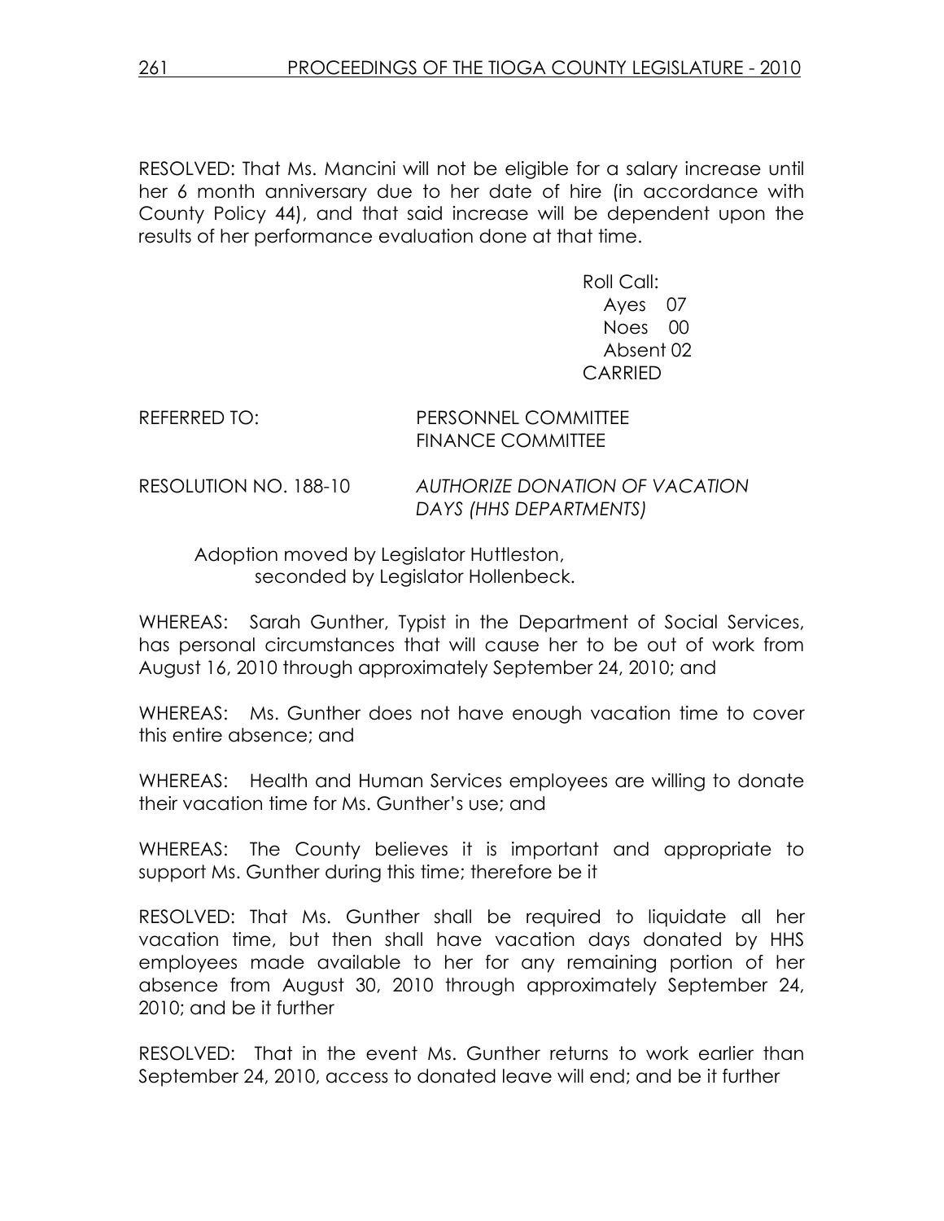RESOLVED: That Ms. Mancini will not be eligible for a salary increase until her 6 month anniversary due to her date of hire (in accordance with County Policy 44), and that said increase will be dependent upon the results of her performance evaluation done at that time.

Roll Call:
Ayes 07
Noes 00
Absent 02
CARRIED

REFERRED TO: PERSONNEL COMMITTEE
FINANCE COMMITTEE

RESOLUTION NO. 188-10 *AUTHORIZE DONATION OF VACATION DAYS (HHS DEPARTMENTS)*

Adoption moved by Legislator Huttleston, seconded by Legislator Hollenbeck.

WHEREAS: Sarah Gunther, Typist in the Department of Social Services, has personal circumstances that will cause her to be out of work from August 16, 2010 through approximately September 24, 2010; and

WHEREAS: Ms. Gunther does not have enough vacation time to cover this entire absence; and

WHEREAS: Health and Human Services employees are willing to donate their vacation time for Ms. Gunther's use; and

WHEREAS: The County believes it is important and appropriate to support Ms. Gunther during this time; therefore be it

RESOLVED: That Ms. Gunther shall be required to liquidate all her vacation time, but then shall have vacation days donated by HHS employees made available to her for any remaining portion of her absence from August 30, 2010 through approximately September 24, 2010; and be it further

RESOLVED: That in the event Ms. Gunther returns to work earlier than September 24, 2010, access to donated leave will end; and be it further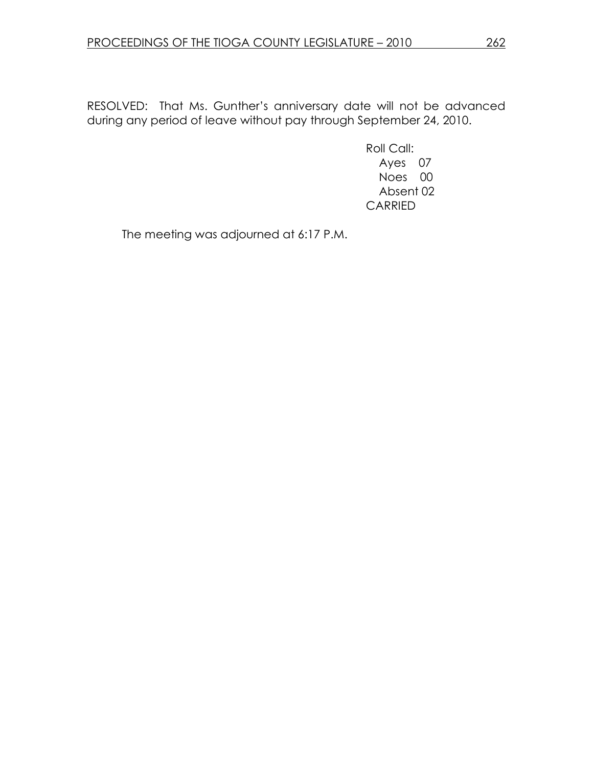RESOLVED: That Ms. Gunther's anniversary date will not be advanced during any period of leave without pay through September 24, 2010.

Roll Call:
Ayes 07
Noes 00
Absent 02
CARRIED

The meeting was adjourned at 6:17 P.M.